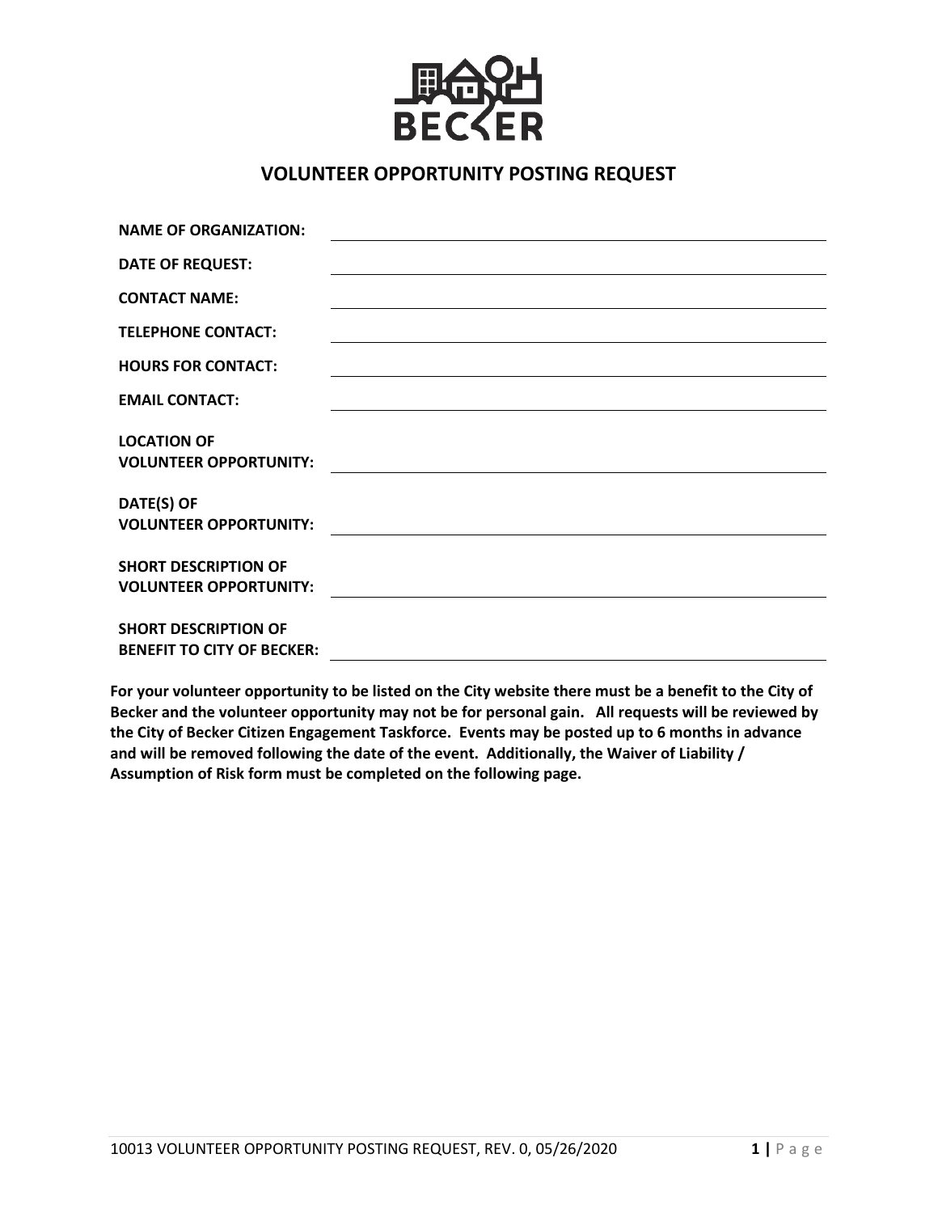BECKER

# VOLUNTEER OPPORTUNITY POSTING REQUEST

**NAME OF ORGANIZATION:** ______________________________

**DATE OF REQUEST:** ______________________________

**CONTACT NAME:** ______________________________

**TELEPHONE CONTACT:** ______________________________

**HOURS FOR CONTACT:** ______________________________

**EMAIL CONTACT:** ______________________________

**LOCATION OF VOLUNTEER OPPORTUNITY:** ______________________________

**DATE(S) OF VOLUNTEER OPPORTUNITY:** ______________________________

**SHORT DESCRIPTION OF VOLUNTEER OPPORTUNITY:** ______________________________

**SHORT DESCRIPTION OF BENEFIT TO CITY OF BECKER:** ______________________________

**For your volunteer opportunity to be listed on the City website there must be a benefit to the City of Becker and the volunteer opportunity may not be for personal gain. All requests will be reviewed by the City of Becker Citizen Engagement Taskforce. Events may be posted up to 6 months in advance and will be removed following the date of the event. Additionally, the Waiver of Liability / Assumption of Risk form must be completed on the following page.**

10013 VOLUNTEER OPPORTUNITY POSTING REQUEST, REV. 0, 05/26/2020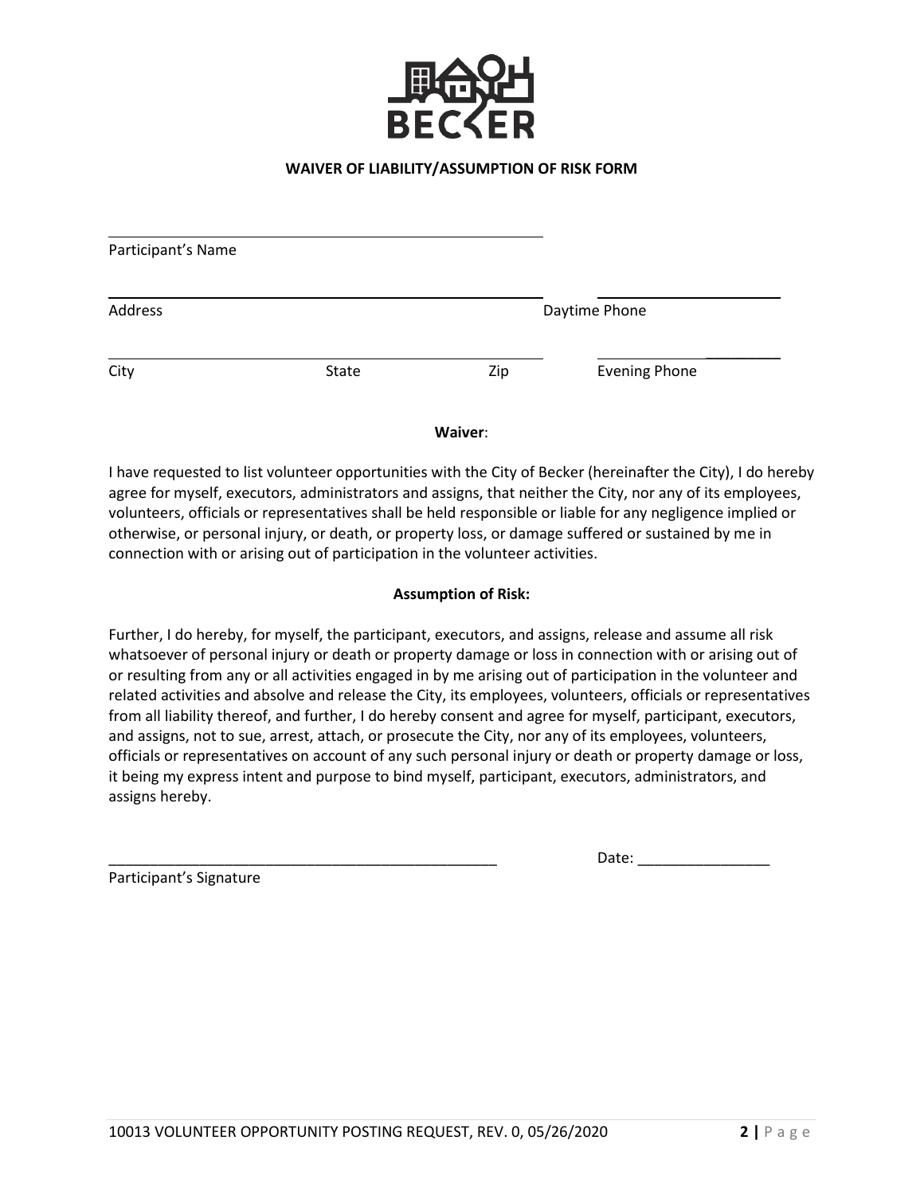BECKER

**WAIVER OF LIABILITY/ASSUMPTION OF RISK FORM**

\_\_\_\_\_\_\_\_\_\_\_\_\_\_\_\_\_\_\_\_\_\_\_\_\_\_\_\_\_\_\_\_\_\_\_\_\_\_\_\_\_\_\_\_\_\_\_\_
Participant's Name

\_\_\_\_\_\_\_\_\_\_\_\_\_\_\_\_\_\_\_\_\_\_\_\_\_\_\_\_\_\_\_\_\_\_\_\_\_\_\_\_\_\_\_\_\_\_\_\_ \_\_\_\_\_\_\_\_\_\_\_\_\_\_\_\_\_\_\_\_
Address Daytime Phone

\_\_\_\_\_\_\_\_\_\_\_\_\_\_\_\_\_\_\_\_\_\_\_\_\_\_\_\_\_\_\_\_\_\_\_\_\_\_\_\_\_\_\_\_\_\_\_\_ \_\_\_\_\_\_\_\_\_\_\_\_\_\_\_\_\_\_\_\_
City State Zip Evening Phone

**Waiver**:

I have requested to list volunteer opportunities with the City of Becker (hereinafter the City), I do hereby agree for myself, executors, administrators and assigns, that neither the City, nor any of its employees, volunteers, officials or representatives shall be held responsible or liable for any negligence implied or otherwise, or personal injury, or death, or property loss, or damage suffered or sustained by me in connection with or arising out of participation in the volunteer activities.

**Assumption of Risk:**

Further, I do hereby, for myself, the participant, executors, and assigns, release and assume all risk whatsoever of personal injury or death or property damage or loss in connection with or arising out of or resulting from any or all activities engaged in by me arising out of participation in the volunteer and related activities and absolve and release the City, its employees, volunteers, officials or representatives from all liability thereof, and further, I do hereby consent and agree for myself, participant, executors, and assigns, not to sue, arrest, attach, or prosecute the City, nor any of its employees, volunteers, officials or representatives on account of any such personal injury or death or property damage or loss, it being my express intent and purpose to bind myself, participant, executors, administrators, and assigns hereby.

\_\_\_\_\_\_\_\_\_\_\_\_\_\_\_\_\_\_\_\_\_\_\_\_\_\_\_\_\_\_\_\_\_\_\_\_\_\_\_\_\_\_\_\_\_\_\_\_ Date: \_\_\_\_\_\_\_\_\_\_\_\_\_\_\_\_
Participant's Signature

10013 VOLUNTEER OPPORTUNITY POSTING REQUEST, REV. 0, 05/26/2020